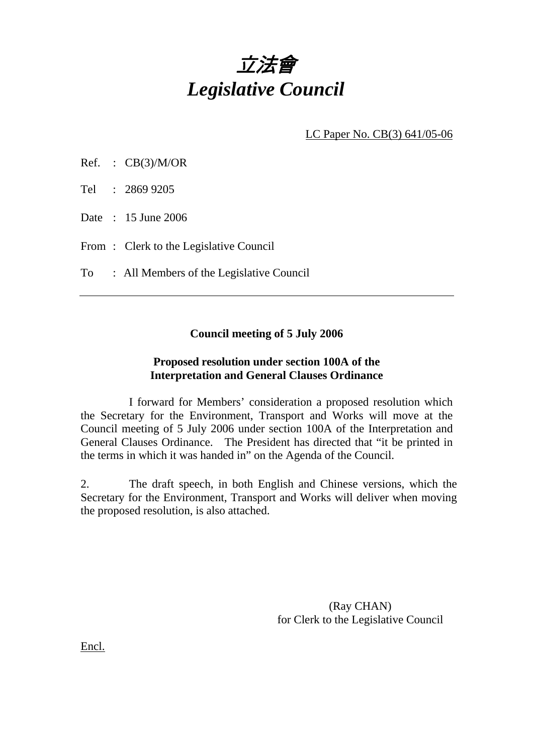# *立法會*
# *Legislative Council*

LC Paper No. CB(3) 641/05-06

Ref. : CB(3)/M/OR

Tel : 2869 9205

Date : 15 June 2006

From : Clerk to the Legislative Council

To : All Members of the Legislative Council

---

**Council meeting of 5 July 2006**

**Proposed resolution under section 100A of the Interpretation and General Clauses Ordinance**

I forward for Members' consideration a proposed resolution which the Secretary for the Environment, Transport and Works will move at the Council meeting of 5 July 2006 under section 100A of the Interpretation and General Clauses Ordinance. The President has directed that "it be printed in the terms in which it was handed in" on the Agenda of the Council.

2. The draft speech, in both English and Chinese versions, which the Secretary for the Environment, Transport and Works will deliver when moving the proposed resolution, is also attached.

(Ray CHAN)
for Clerk to the Legislative Council

Encl.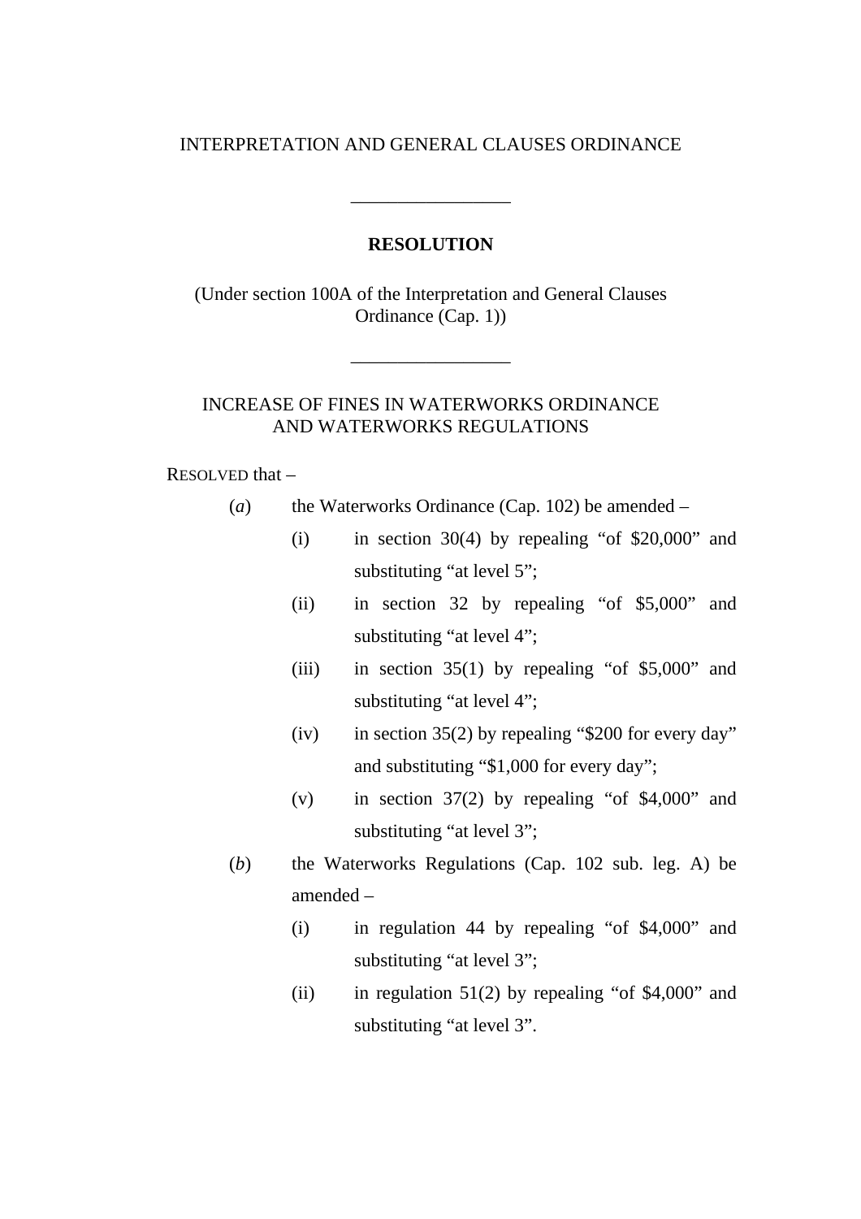INTERPRETATION AND GENERAL CLAUSES ORDINANCE

---

**RESOLUTION**

(Under section 100A of the Interpretation and General Clauses Ordinance (Cap. 1))

---

INCREASE OF FINES IN WATERWORKS ORDINANCE AND WATERWORKS REGULATIONS

RESOLVED that –

(*a*) the Waterworks Ordinance (Cap. 102) be amended –

- (i) in section 30(4) by repealing "of $20,000" and substituting "at level 5";
- (ii) in section 32 by repealing "of $5,000" and substituting "at level 4";
- (iii) in section 35(1) by repealing "of $5,000" and substituting "at level 4";
- (iv) in section 35(2) by repealing "$200 for every day" and substituting "$1,000 for every day";
- (v) in section 37(2) by repealing "of $4,000" and substituting "at level 3";

(*b*) the Waterworks Regulations (Cap. 102 sub. leg. A) be amended –

- (i) in regulation 44 by repealing "of $4,000" and substituting "at level 3";
- (ii) in regulation 51(2) by repealing "of $4,000" and substituting "at level 3".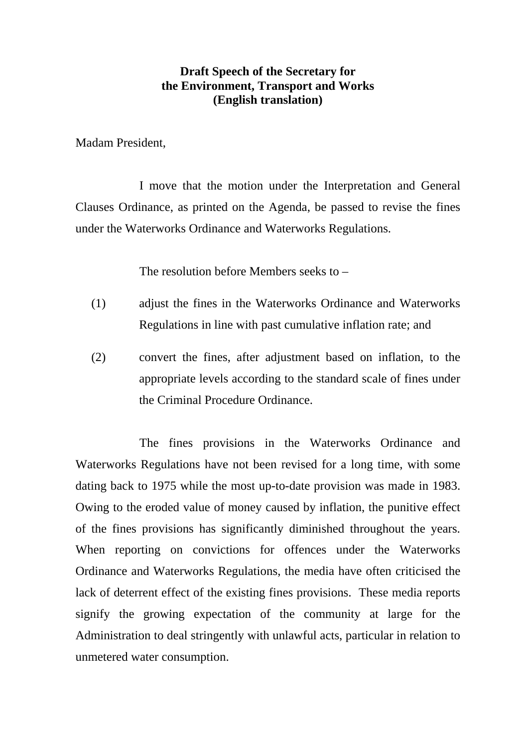**Draft Speech of the Secretary for the Environment, Transport and Works (English translation)**

Madam President,

I move that the motion under the Interpretation and General Clauses Ordinance, as printed on the Agenda, be passed to revise the fines under the Waterworks Ordinance and Waterworks Regulations.

The resolution before Members seeks to –

(1) adjust the fines in the Waterworks Ordinance and Waterworks Regulations in line with past cumulative inflation rate; and

(2) convert the fines, after adjustment based on inflation, to the appropriate levels according to the standard scale of fines under the Criminal Procedure Ordinance.

The fines provisions in the Waterworks Ordinance and Waterworks Regulations have not been revised for a long time, with some dating back to 1975 while the most up-to-date provision was made in 1983. Owing to the eroded value of money caused by inflation, the punitive effect of the fines provisions has significantly diminished throughout the years. When reporting on convictions for offences under the Waterworks Ordinance and Waterworks Regulations, the media have often criticised the lack of deterrent effect of the existing fines provisions. These media reports signify the growing expectation of the community at large for the Administration to deal stringently with unlawful acts, particular in relation to unmetered water consumption.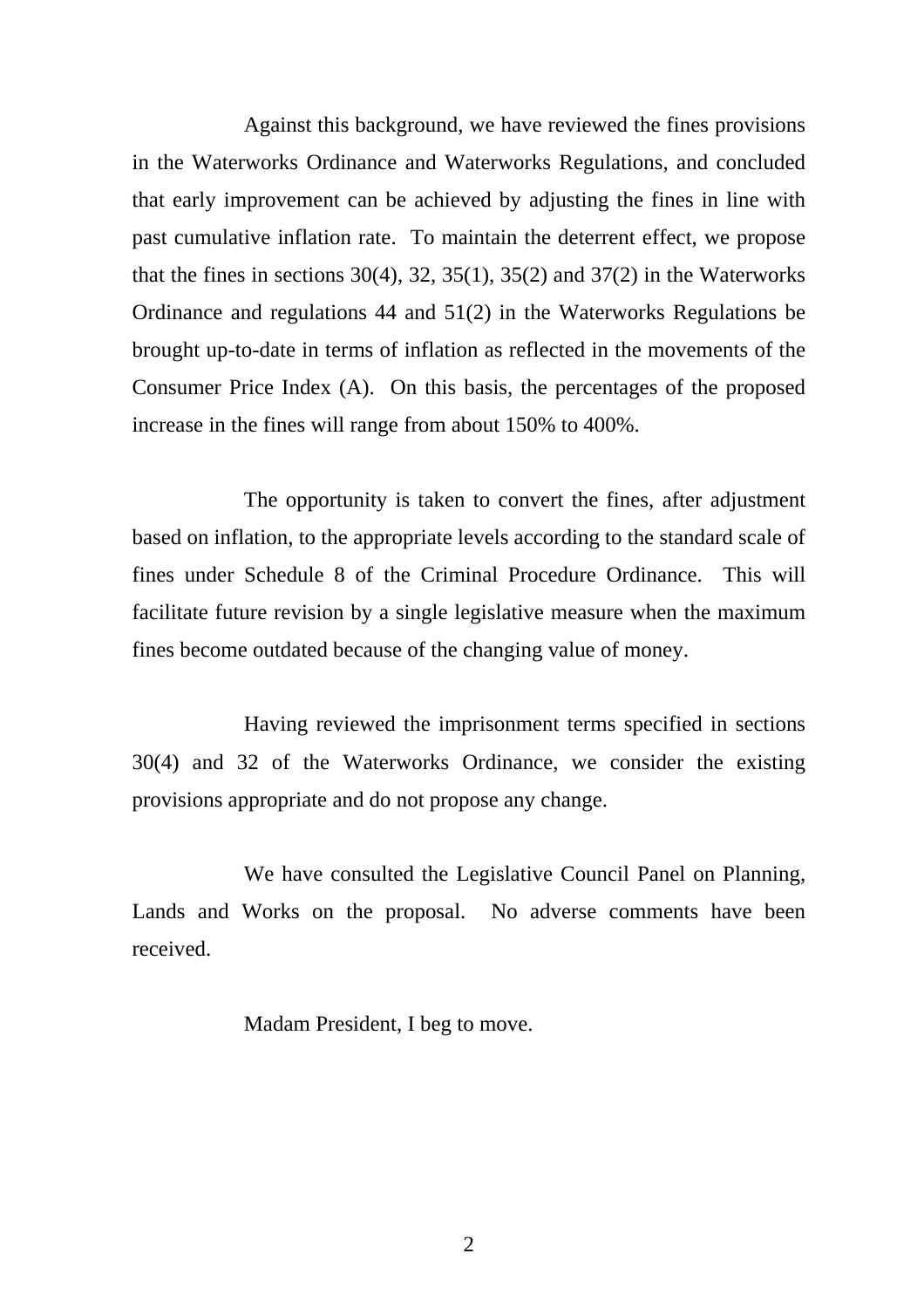Against this background, we have reviewed the fines provisions in the Waterworks Ordinance and Waterworks Regulations, and concluded that early improvement can be achieved by adjusting the fines in line with past cumulative inflation rate. To maintain the deterrent effect, we propose that the fines in sections 30(4), 32, 35(1), 35(2) and 37(2) in the Waterworks Ordinance and regulations 44 and 51(2) in the Waterworks Regulations be brought up-to-date in terms of inflation as reflected in the movements of the Consumer Price Index (A). On this basis, the percentages of the proposed increase in the fines will range from about 150% to 400%.

The opportunity is taken to convert the fines, after adjustment based on inflation, to the appropriate levels according to the standard scale of fines under Schedule 8 of the Criminal Procedure Ordinance. This will facilitate future revision by a single legislative measure when the maximum fines become outdated because of the changing value of money.

Having reviewed the imprisonment terms specified in sections 30(4) and 32 of the Waterworks Ordinance, we consider the existing provisions appropriate and do not propose any change.

We have consulted the Legislative Council Panel on Planning, Lands and Works on the proposal. No adverse comments have been received.

Madam President, I beg to move.